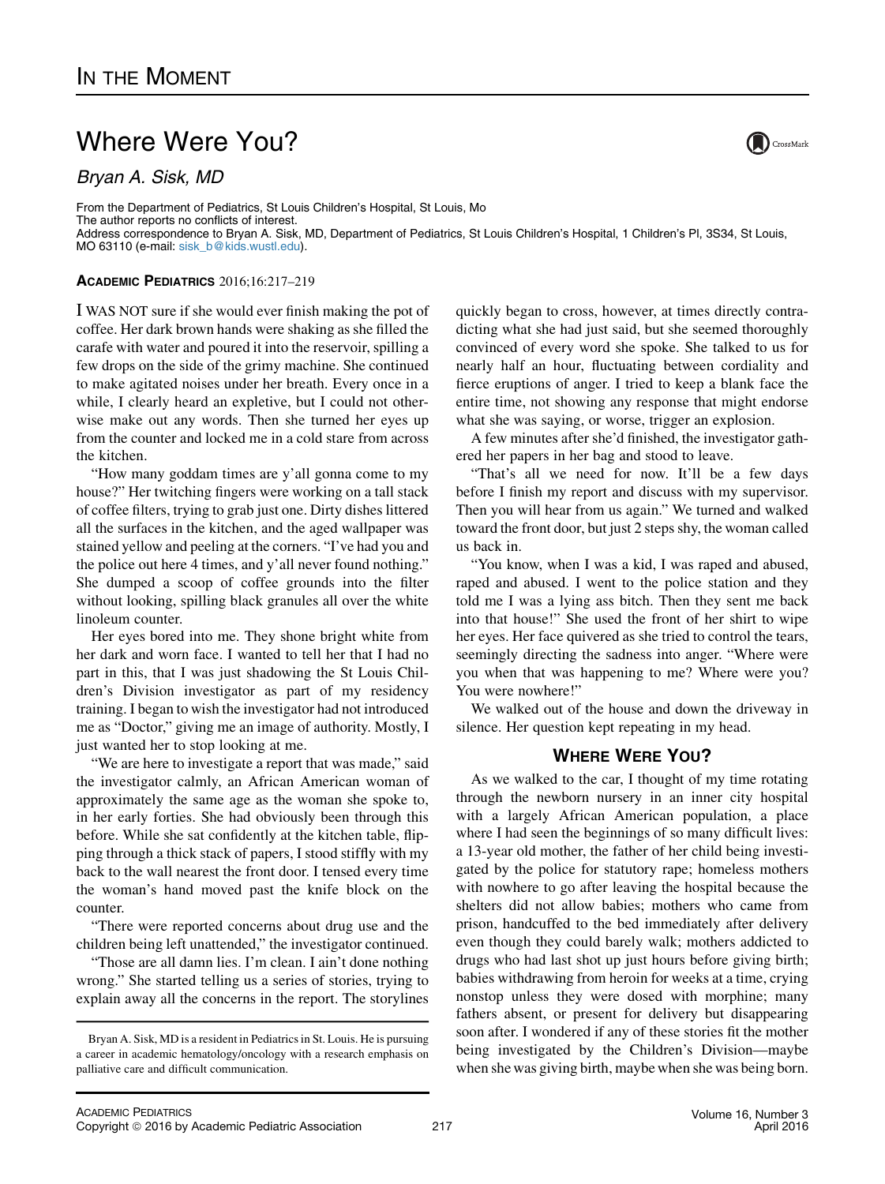# Where Were You?

*Bryan A. Sisk, MD*

From the Department of Pediatrics, St Louis Children's Hospital, St Louis, Mo
The author reports no conflicts of interest.
Address correspondence to Bryan A. Sisk, MD, Department of Pediatrics, St Louis Children's Hospital, 1 Children's Pl, 3S34, St Louis, MO 63110 (e-mail: sisk_b@kids.wustl.edu).

**ACADEMIC PEDIATRICS** 2016;16:217–219

I WAS NOT sure if she would ever finish making the pot of coffee. Her dark brown hands were shaking as she filled the carafe with water and poured it into the reservoir, spilling a few drops on the side of the grimy machine. She continued to make agitated noises under her breath. Every once in a while, I clearly heard an expletive, but I could not otherwise make out any words. Then she turned her eyes up from the counter and locked me in a cold stare from across the kitchen.

"How many goddam times are y'all gonna come to my house?" Her twitching fingers were working on a tall stack of coffee filters, trying to grab just one. Dirty dishes littered all the surfaces in the kitchen, and the aged wallpaper was stained yellow and peeling at the corners. "I've had you and the police out here 4 times, and y'all never found nothing." She dumped a scoop of coffee grounds into the filter without looking, spilling black granules all over the white linoleum counter.

Her eyes bored into me. They shone bright white from her dark and worn face. I wanted to tell her that I had no part in this, that I was just shadowing the St Louis Children's Division investigator as part of my residency training. I began to wish the investigator had not introduced me as "Doctor," giving me an image of authority. Mostly, I just wanted her to stop looking at me.

"We are here to investigate a report that was made," said the investigator calmly, an African American woman of approximately the same age as the woman she spoke to, in her early forties. She had obviously been through this before. While she sat confidently at the kitchen table, flipping through a thick stack of papers, I stood stiffly with my back to the wall nearest the front door. I tensed every time the woman's hand moved past the knife block on the counter.

"There were reported concerns about drug use and the children being left unattended," the investigator continued.

"Those are all damn lies. I'm clean. I ain't done nothing wrong." She started telling us a series of stories, trying to explain away all the concerns in the report. The storylines quickly began to cross, however, at times directly contradicting what she had just said, but she seemed thoroughly convinced of every word she spoke. She talked to us for nearly half an hour, fluctuating between cordiality and fierce eruptions of anger. I tried to keep a blank face the entire time, not showing any response that might endorse what she was saying, or worse, trigger an explosion.

A few minutes after she'd finished, the investigator gathered her papers in her bag and stood to leave.

"That's all we need for now. It'll be a few days before I finish my report and discuss with my supervisor. Then you will hear from us again." We turned and walked toward the front door, but just 2 steps shy, the woman called us back in.

"You know, when I was a kid, I was raped and abused, raped and abused. I went to the police station and they told me I was a lying ass bitch. Then they sent me back into that house!" She used the front of her shirt to wipe her eyes. Her face quivered as she tried to control the tears, seemingly directing the sadness into anger. "Where were you when that was happening to me? Where were you? You were nowhere!"

We walked out of the house and down the driveway in silence. Her question kept repeating in my head.

## Where Were You?

As we walked to the car, I thought of my time rotating through the newborn nursery in an inner city hospital with a largely African American population, a place where I had seen the beginnings of so many difficult lives: a 13-year old mother, the father of her child being investigated by the police for statutory rape; homeless mothers with nowhere to go after leaving the hospital because the shelters did not allow babies; mothers who came from prison, handcuffed to the bed immediately after delivery even though they could barely walk; mothers addicted to drugs who had last shot up just hours before giving birth; babies withdrawing from heroin for weeks at a time, crying nonstop unless they were dosed with morphine; many fathers absent, or present for delivery but disappearing soon after. I wondered if any of these stories fit the mother being investigated by the Children's Division—maybe when she was giving birth, maybe when she was being born.

Bryan A. Sisk, MD is a resident in Pediatrics in St. Louis. He is pursuing a career in academic hematology/oncology with a research emphasis on palliative care and difficult communication.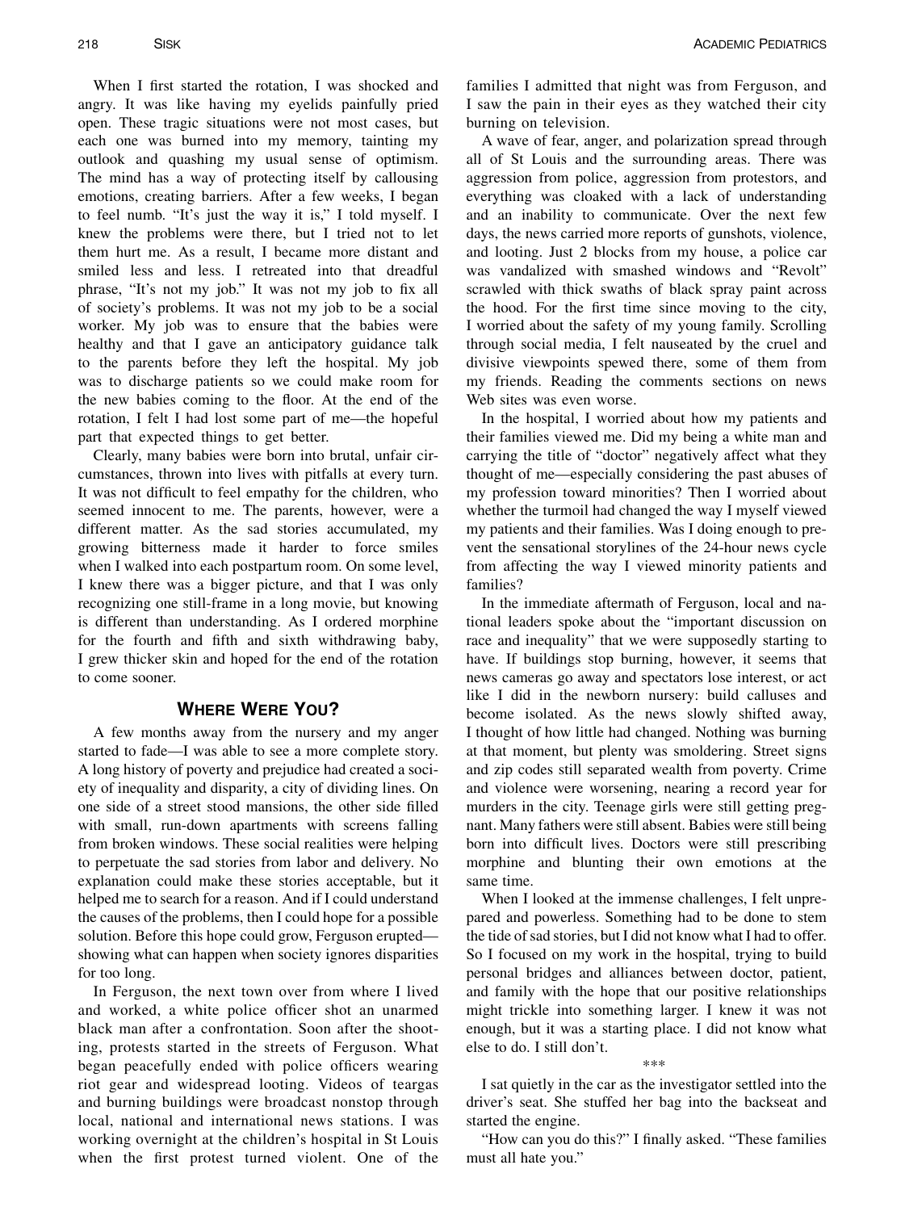When I first started the rotation, I was shocked and angry. It was like having my eyelids painfully pried open. These tragic situations were not most cases, but each one was burned into my memory, tainting my outlook and quashing my usual sense of optimism. The mind has a way of protecting itself by callousing emotions, creating barriers. After a few weeks, I began to feel numb. "It's just the way it is," I told myself. I knew the problems were there, but I tried not to let them hurt me. As a result, I became more distant and smiled less and less. I retreated into that dreadful phrase, "It's not my job." It was not my job to fix all of society's problems. It was not my job to be a social worker. My job was to ensure that the babies were healthy and that I gave an anticipatory guidance talk to the parents before they left the hospital. My job was to discharge patients so we could make room for the new babies coming to the floor. At the end of the rotation, I felt I had lost some part of me—the hopeful part that expected things to get better.

Clearly, many babies were born into brutal, unfair circumstances, thrown into lives with pitfalls at every turn. It was not difficult to feel empathy for the children, who seemed innocent to me. The parents, however, were a different matter. As the sad stories accumulated, my growing bitterness made it harder to force smiles when I walked into each postpartum room. On some level, I knew there was a bigger picture, and that I was only recognizing one still-frame in a long movie, but knowing is different than understanding. As I ordered morphine for the fourth and fifth and sixth withdrawing baby, I grew thicker skin and hoped for the end of the rotation to come sooner.

## Where Were You?

A few months away from the nursery and my anger started to fade—I was able to see a more complete story. A long history of poverty and prejudice had created a society of inequality and disparity, a city of dividing lines. On one side of a street stood mansions, the other side filled with small, run-down apartments with screens falling from broken windows. These social realities were helping to perpetuate the sad stories from labor and delivery. No explanation could make these stories acceptable, but it helped me to search for a reason. And if I could understand the causes of the problems, then I could hope for a possible solution. Before this hope could grow, Ferguson erupted—showing what can happen when society ignores disparities for too long.

In Ferguson, the next town over from where I lived and worked, a white police officer shot an unarmed black man after a confrontation. Soon after the shooting, protests started in the streets of Ferguson. What began peacefully ended with police officers wearing riot gear and widespread looting. Videos of teargas and burning buildings were broadcast nonstop through local, national and international news stations. I was working overnight at the children's hospital in St Louis when the first protest turned violent. One of the families I admitted that night was from Ferguson, and I saw the pain in their eyes as they watched their city burning on television.

A wave of fear, anger, and polarization spread through all of St Louis and the surrounding areas. There was aggression from police, aggression from protestors, and everything was cloaked with a lack of understanding and an inability to communicate. Over the next few days, the news carried more reports of gunshots, violence, and looting. Just 2 blocks from my house, a police car was vandalized with smashed windows and "Revolt" scrawled with thick swaths of black spray paint across the hood. For the first time since moving to the city, I worried about the safety of my young family. Scrolling through social media, I felt nauseated by the cruel and divisive viewpoints spewed there, some of them from my friends. Reading the comments sections on news Web sites was even worse.

In the hospital, I worried about how my patients and their families viewed me. Did my being a white man and carrying the title of "doctor" negatively affect what they thought of me—especially considering the past abuses of my profession toward minorities? Then I worried about whether the turmoil had changed the way I myself viewed my patients and their families. Was I doing enough to prevent the sensational storylines of the 24-hour news cycle from affecting the way I viewed minority patients and families?

In the immediate aftermath of Ferguson, local and national leaders spoke about the "important discussion on race and inequality" that we were supposedly starting to have. If buildings stop burning, however, it seems that news cameras go away and spectators lose interest, or act like I did in the newborn nursery: build calluses and become isolated. As the news slowly shifted away, I thought of how little had changed. Nothing was burning at that moment, but plenty was smoldering. Street signs and zip codes still separated wealth from poverty. Crime and violence were worsening, nearing a record year for murders in the city. Teenage girls were still getting pregnant. Many fathers were still absent. Babies were still being born into difficult lives. Doctors were still prescribing morphine and blunting their own emotions at the same time.

When I looked at the immense challenges, I felt unprepared and powerless. Something had to be done to stem the tide of sad stories, but I did not know what I had to offer. So I focused on my work in the hospital, trying to build personal bridges and alliances between doctor, patient, and family with the hope that our positive relationships might trickle into something larger. I knew it was not enough, but it was a starting place. I did not know what else to do. I still don't.

***

I sat quietly in the car as the investigator settled into the driver's seat. She stuffed her bag into the backseat and started the engine.

"How can you do this?" I finally asked. "These families must all hate you."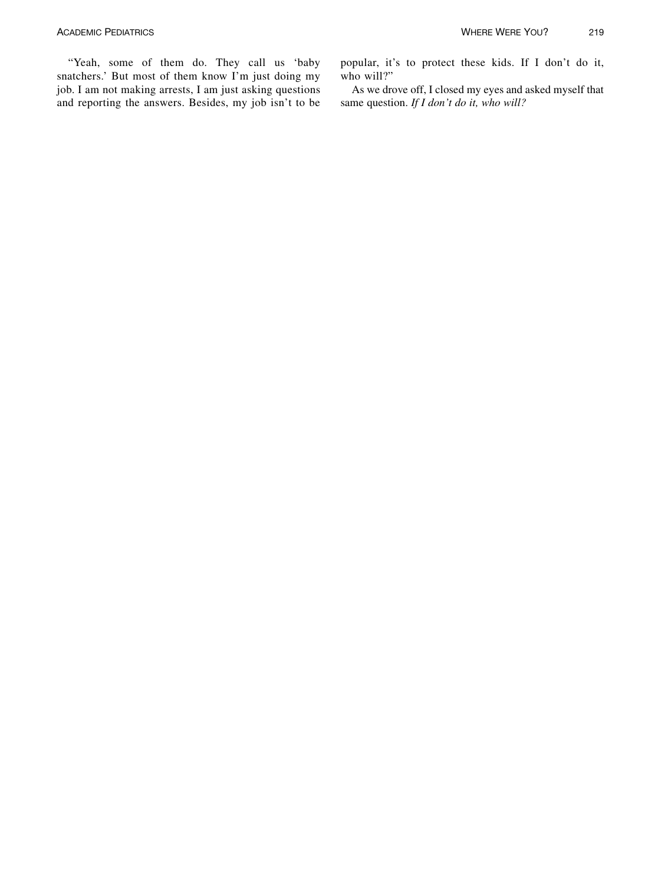"Yeah, some of them do. They call us 'baby snatchers.' But most of them know I'm just doing my job. I am not making arrests, I am just asking questions and reporting the answers. Besides, my job isn't to be popular, it's to protect these kids. If I don't do it, who will?"

As we drove off, I closed my eyes and asked myself that same question. *If I don't do it, who will?*